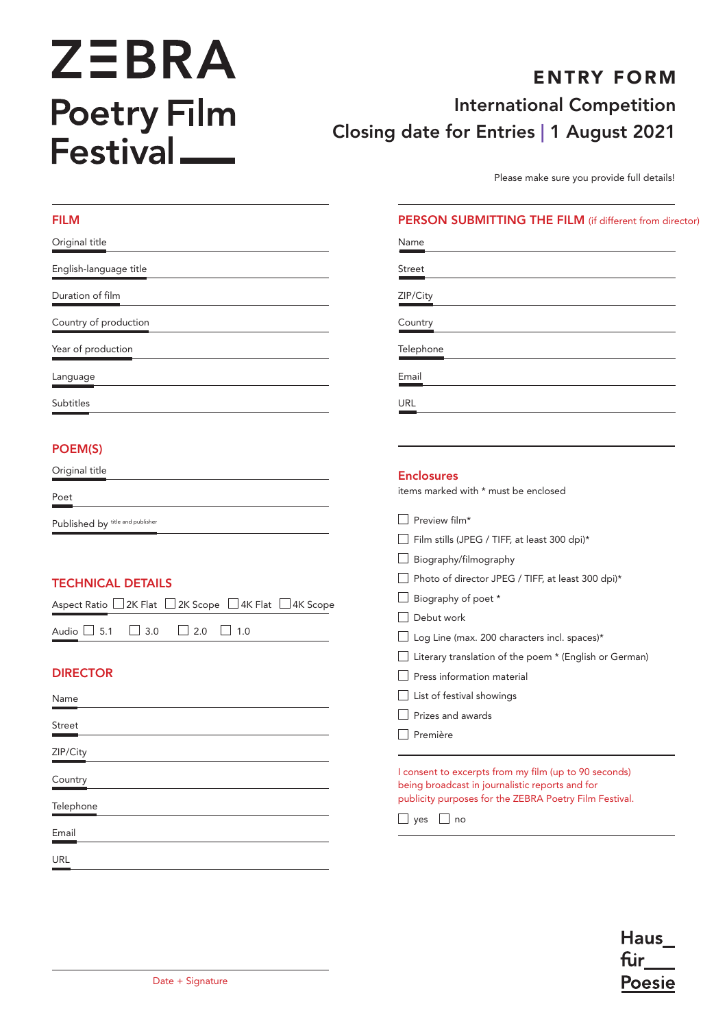# ZEBRA Poetry Film Festival

## ENTRY FORM

International Competition

Closing date for Entries | 1 August 2021

Please make sure you provide full details!

### FILM

Original title

English-language title

Duration of film

Country of production

Year of production

Language

Subtitles

### POEM(S)

Original title

Poet

Published by title and publisher

### TECHNICAL DETAILS

Aspect Ratio ☐ 2K Flat ☐ 2K Scope ☐ 4K Flat ☐ 4K Scope

Audio ☐ 5.1 ☐ 3.0 ☐ 2.0 ☐ 1.0

### DIRECTOR

Name

Street

ZIP/City

Country

Telephone

Email

URL

### PERSON SUBMITTING THE FILM (if different from director)

Name

Street

ZIP/City

Country

Telephone

Email

URL

### Enclosures

items marked with * must be enclosed

- ☐ Preview film*
- ☐ Film stills (JPEG / TIFF, at least 300 dpi)*
- ☐ Biography/filmography
- ☐ Photo of director JPEG / TIFF, at least 300 dpi)*
- ☐ Biography of poet *
- ☐ Debut work
- ☐ Log Line (max. 200 characters incl. spaces)*
- ☐ Literary translation of the poem * (English or German)
- ☐ Press information material
- ☐ List of festival showings
- ☐ Prizes and awards
- ☐ Première

I consent to excerpts from my film (up to 90 seconds) being broadcast in journalistic reports and for publicity purposes for the ZEBRA Poetry Film Festival.

☐ yes ☐ no

Date + Signature

Haus für Poesie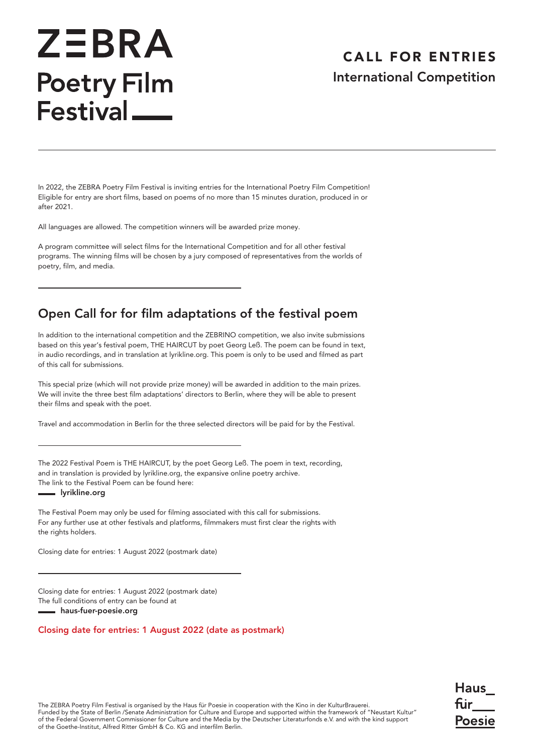# ZEBRA Poetry Film Festival

## CALL FOR ENTRIES
### International Competition

---

In 2022, the ZEBRA Poetry Film Festival is inviting entries for the International Poetry Film Competition! Eligible for entry are short films, based on poems of no more than 15 minutes duration, produced in or after 2021.

All languages are allowed. The competition winners will be awarded prize money.

A program committee will select films for the International Competition and for all other festival programs. The winning films will be chosen by a jury composed of representatives from the worlds of poetry, film, and media.

---

## Open Call for for film adaptations of the festival poem

In addition to the international competition and the ZEBRINO competition, we also invite submissions based on this year's festival poem, THE HAIRCUT by poet Georg Leß. The poem can be found in text, in audio recordings, and in translation at lyrikline.org. This poem is only to be used and filmed as part of this call for submissions.

This special prize (which will not provide prize money) will be awarded in addition to the main prizes. We will invite the three best film adaptations' directors to Berlin, where they will be able to present their films and speak with the poet.

Travel and accommodation in Berlin for the three selected directors will be paid for by the Festival.

---

The 2022 Festival Poem is THE HAIRCUT, by the poet Georg Leß. The poem in text, recording, and in translation is provided by lyrikline.org, the expansive online poetry archive.
The link to the Festival Poem can be found here:
**lyrikline.org**

The Festival Poem may only be used for filming associated with this call for submissions.
For any further use at other festivals and platforms, filmmakers must first clear the rights with the rights holders.

Closing date for entries: 1 August 2022 (postmark date)

---

Closing date for entries: 1 August 2022 (postmark date)
The full conditions of entry can be found at
**haus-fuer-poesie.org**

**Closing date for entries: 1 August 2022 (date as postmark)**

The ZEBRA Poetry Film Festival is organised by the Haus für Poesie in cooperation with the Kino in der KulturBrauerei. Funded by the State of Berlin /Senate Administration for Culture and Europe and supported within the framework of "Neustart Kultur" of the Federal Government Commissioner for Culture and the Media by the Deutscher Literaturfonds e.V. and with the kind support of the Goethe-Institut, Alfred Ritter GmbH & Co. KG and interfilm Berlin.

Haus für Poesie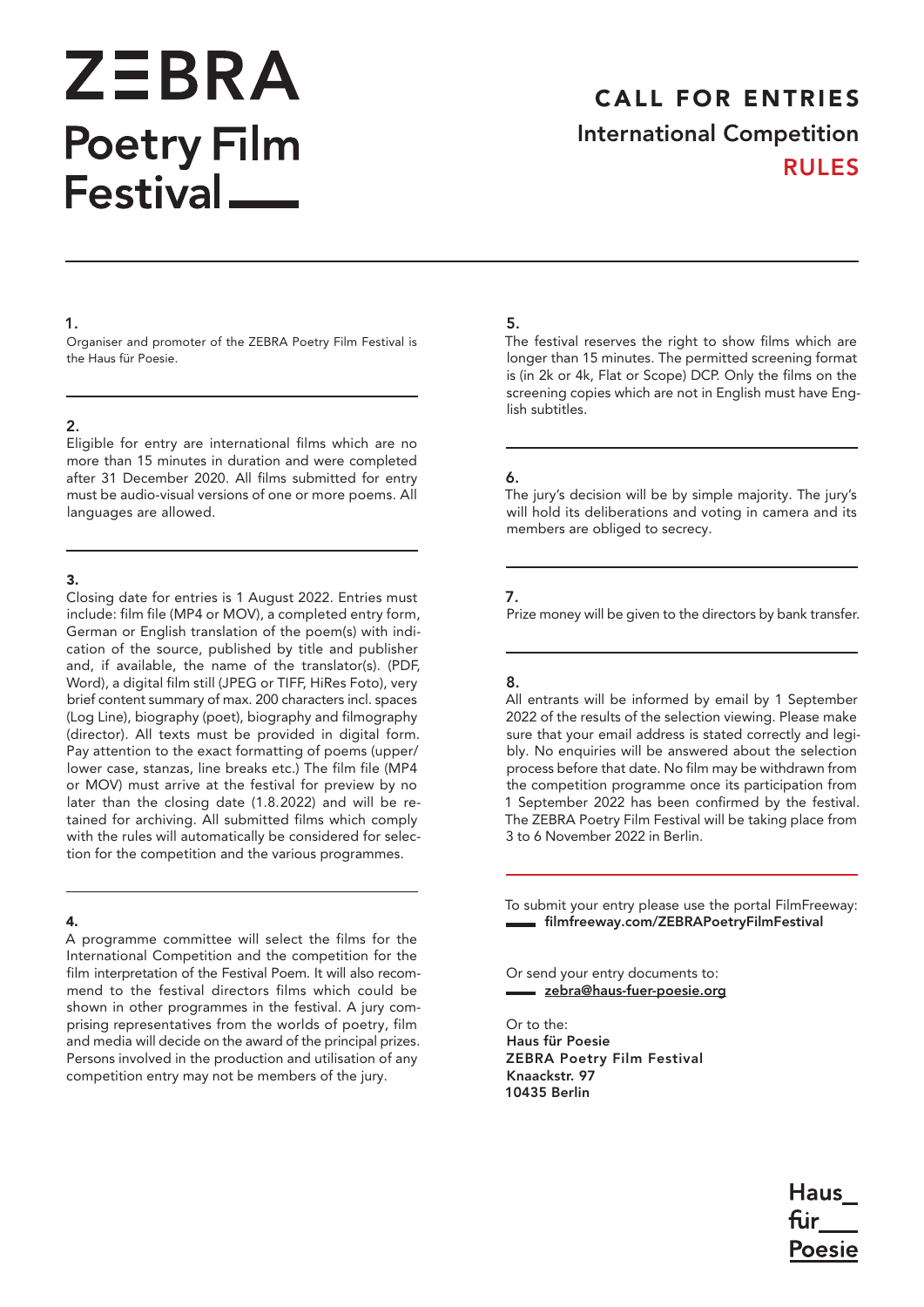# ZEBRA Poetry Film Festival

## CALL FOR ENTRIES
### International Competition
### RULES

**1.**
Organiser and promoter of the ZEBRA Poetry Film Festival is the Haus für Poesie.

**2.**
Eligible for entry are international films which are no more than 15 minutes in duration and were completed after 31 December 2020. All films submitted for entry must be audio-visual versions of one or more poems. All languages are allowed.

**3.**
Closing date for entries is 1 August 2022. Entries must include: film file (MP4 or MOV), a completed entry form, German or English translation of the poem(s) with indication of the source, published by title and publisher and, if available, the name of the translator(s). (PDF, Word), a digital film still (JPEG or TIFF, HiRes Foto), very brief content summary of max. 200 characters incl. spaces (Log Line), biography (poet), biography and filmography (director). All texts must be provided in digital form. Pay attention to the exact formatting of poems (upper/lower case, stanzas, line breaks etc.) The film file (MP4 or MOV) must arrive at the festival for preview by no later than the closing date (1.8.2022) and will be retained for archiving. All submitted films which comply with the rules will automatically be considered for selection for the competition and the various programmes.

**4.**
A programme committee will select the films for the International Competition and the competition for the film interpretation of the Festival Poem. It will also recommend to the festival directors films which could be shown in other programmes in the festival. A jury comprising representatives from the worlds of poetry, film and media will decide on the award of the principal prizes. Persons involved in the production and utilisation of any competition entry may not be members of the jury.

**5.**
The festival reserves the right to show films which are longer than 15 minutes. The permitted screening format is (in 2k or 4k, Flat or Scope) DCP. Only the films on the screening copies which are not in English must have English subtitles.

**6.**
The jury's decision will be by simple majority. The jury's will hold its deliberations and voting in camera and its members are obliged to secrecy.

**7.**
Prize money will be given to the directors by bank transfer.

**8.**
All entrants will be informed by email by 1 September 2022 of the results of the selection viewing. Please make sure that your email address is stated correctly and legibly. No enquiries will be answered about the selection process before that date. No film may be withdrawn from the competition programme once its participation from 1 September 2022 has been confirmed by the festival. The ZEBRA Poetry Film Festival will be taking place from 3 to 6 November 2022 in Berlin.

---

To submit your entry please use the portal FilmFreeway:
**filmfreeway.com/ZEBRAPoetryFilmFestival**

Or send your entry documents to:
**zebra@haus-fuer-poesie.org**

Or to the:
**Haus für Poesie**
**ZEBRA Poetry Film Festival**
**Knaackstr. 97**
**10435 Berlin**

Haus für Poesie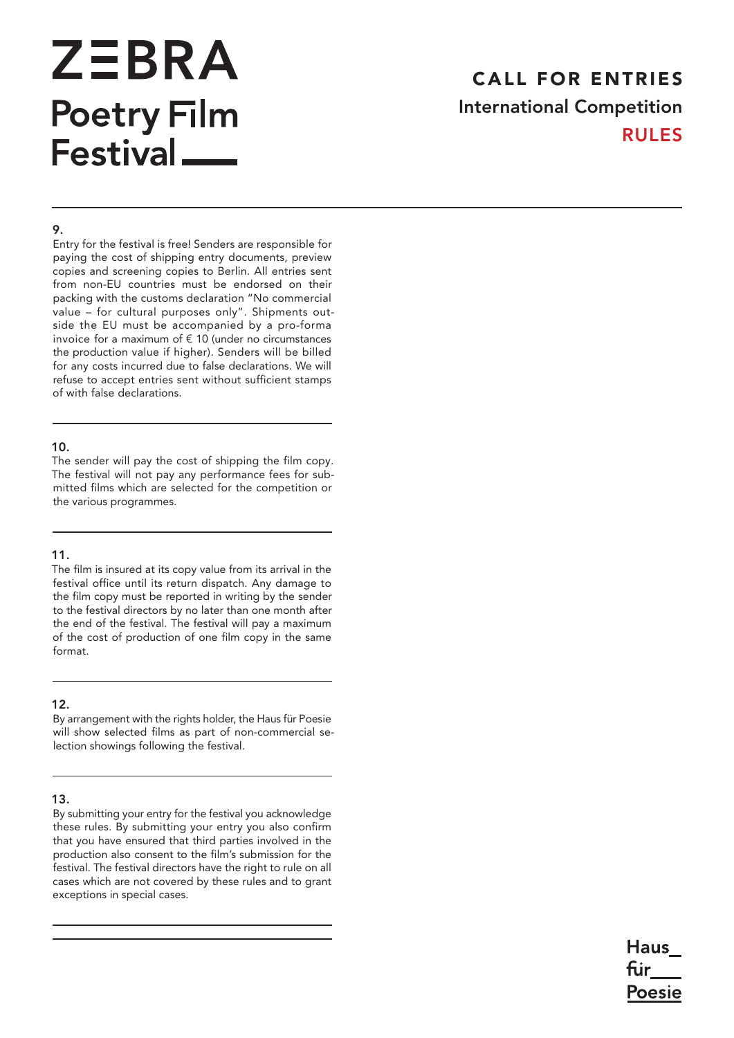# ZEBRA Poetry Film Festival

## CALL FOR ENTRIES
### International Competition
### RULES

**9.**

Entry for the festival is free! Senders are responsible for paying the cost of shipping entry documents, preview copies and screening copies to Berlin. All entries sent from non-EU countries must be endorsed on their packing with the customs declaration "No commercial value – for cultural purposes only". Shipments outside the EU must be accompanied by a pro-forma invoice for a maximum of € 10 (under no circumstances the production value if higher). Senders will be billed for any costs incurred due to false declarations. We will refuse to accept entries sent without sufficient stamps of with false declarations.

**10.**

The sender will pay the cost of shipping the film copy. The festival will not pay any performance fees for submitted films which are selected for the competition or the various programmes.

**11.**

The film is insured at its copy value from its arrival in the festival office until its return dispatch. Any damage to the film copy must be reported in writing by the sender to the festival directors by no later than one month after the end of the festival. The festival will pay a maximum of the cost of production of one film copy in the same format.

**12.**

By arrangement with the rights holder, the Haus für Poesie will show selected films as part of non-commercial selection showings following the festival.

**13.**

By submitting your entry for the festival you acknowledge these rules. By submitting your entry you also confirm that you have ensured that third parties involved in the production also consent to the film's submission for the festival. The festival directors have the right to rule on all cases which are not covered by these rules and to grant exceptions in special cases.

Haus für Poesie